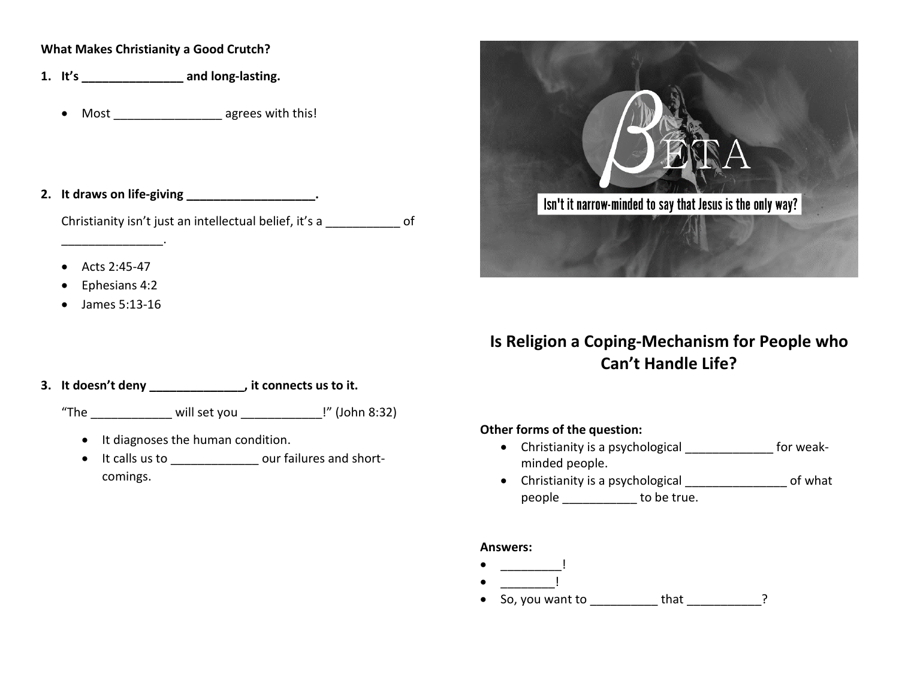**What Makes Christianity a Good Crutch?**

1. **It's _______________ and long-lasting.**

    - Most ________________ agrees with this!

2. **It draws on life-giving ___________________.**

    Christianity isn't just an intellectual belief, it's a ___________ of _______________.

    - Acts 2:45-47
    - Ephesians 4:2
    - James 5:13-16

3. **It doesn't deny ______________, it connects us to it.**

    "The ____________ will set you ____________!" (John 8:32)

    - It diagnoses the human condition.
    - It calls us to _____________ our failures and short-comings.

BETA

Isn't it narrow-minded to say that Jesus is the only way?

## Is Religion a Coping-Mechanism for People who Can't Handle Life?

**Other forms of the question:**

- Christianity is a psychological _____________ for weak-minded people.
- Christianity is a psychological _______________ of what people ___________ to be true.

**Answers:**

- _________!
- ________!
- So, you want to __________ that ___________?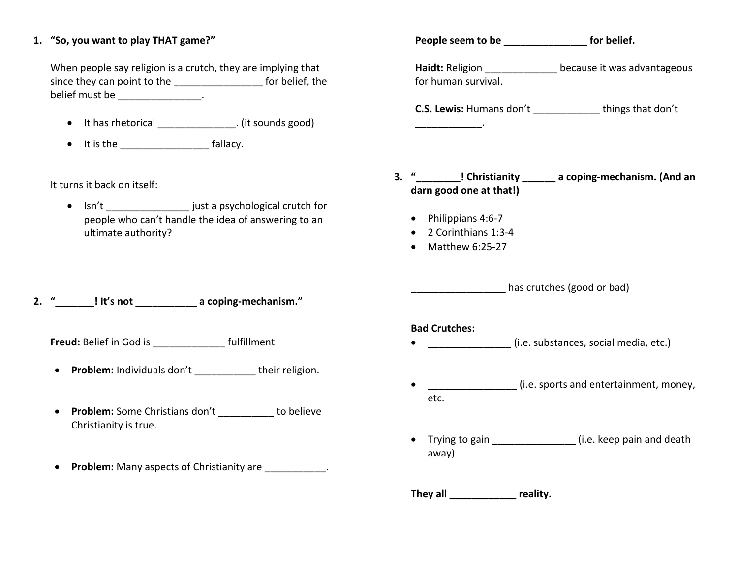1. **"So, you want to play THAT game?"**

   When people say religion is a crutch, they are implying that since they can point to the ________________ for belief, the belief must be _______________.

   - It has rhetorical ______________. (it sounds good)
   - It is the ________________ fallacy.

   It turns it back on itself:

   - Isn't _______________ just a psychological crutch for people who can't handle the idea of answering to an ultimate authority?

2. **"_______! It's not ___________ a coping-mechanism."**

   **Freud:** Belief in God is _____________ fulfillment

   - **Problem:** Individuals don't ___________ their religion.
   - **Problem:** Some Christians don't __________ to believe Christianity is true.
   - **Problem:** Many aspects of Christianity are ___________.

   **People seem to be _______________ for belief.**

   **Haidt:** Religion _____________ because it was advantageous for human survival.

   **C.S. Lewis:** Humans don't ____________ things that don't ____________.

3. **"________! Christianity ______ a coping-mechanism. (And an darn good one at that!)**

   - Philippians 4:6-7
   - 2 Corinthians 1:3-4
   - Matthew 6:25-27

   _________________ has crutches (good or bad)

   **Bad Crutches:**

   - _______________ (i.e. substances, social media, etc.)
   - ________________ (i.e. sports and entertainment, money, etc.
   - Trying to gain _______________ (i.e. keep pain and death away)

   **They all ____________ reality.**